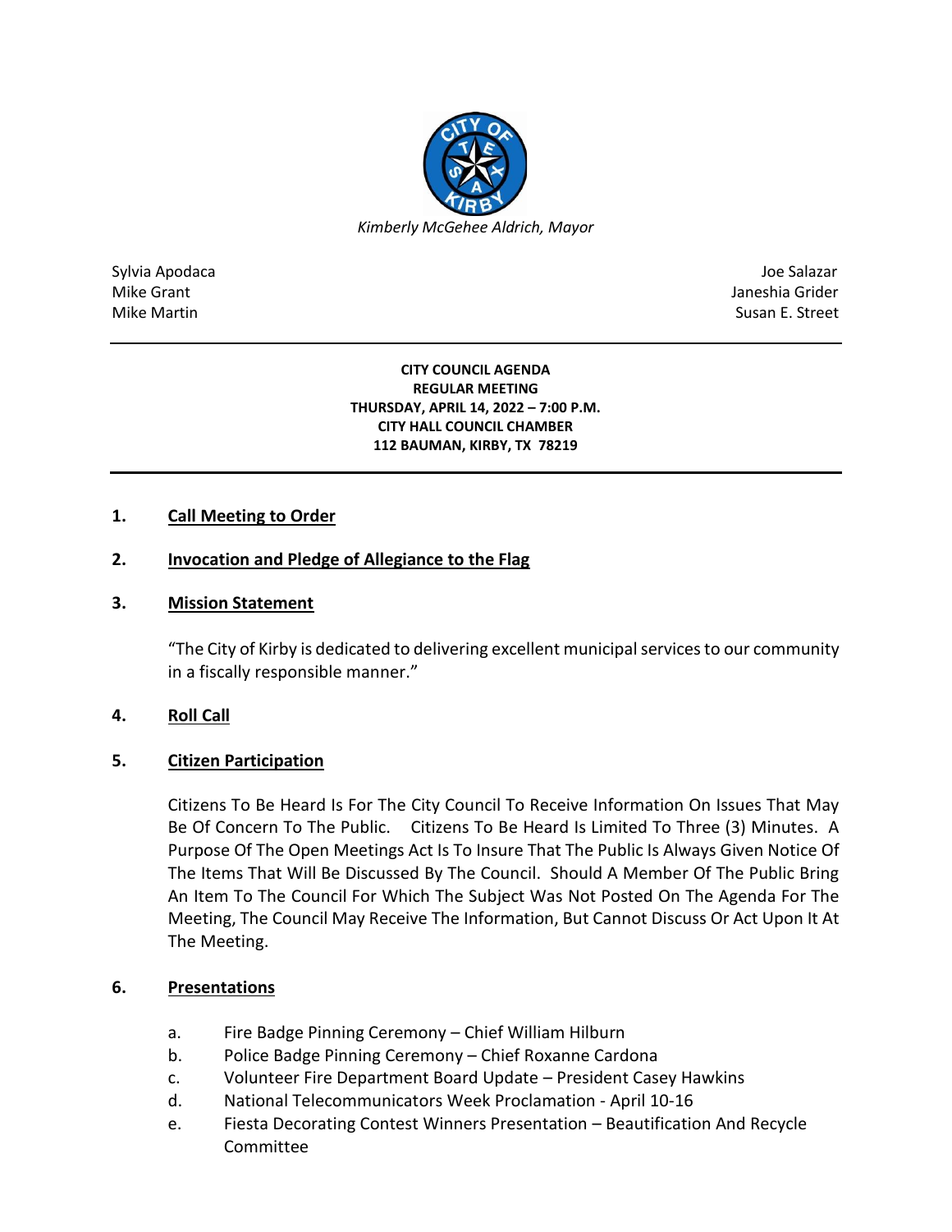*Kimberly McGehee Aldrich, Mayor*

Sylvia Apodaca
Mike Grant
Mike Martin

Joe Salazar
Janeshia Grider
Susan E. Street

**CITY COUNCIL AGENDA**
**REGULAR MEETING**
**THURSDAY, APRIL 14, 2022 – 7:00 P.M.**
**CITY HALL COUNCIL CHAMBER**
**112 BAUMAN, KIRBY, TX 78219**

**1. Call Meeting to Order**

**2. Invocation and Pledge of Allegiance to the Flag**

**3. Mission Statement**

"The City of Kirby is dedicated to delivering excellent municipal services to our community in a fiscally responsible manner."

**4. Roll Call**

**5. Citizen Participation**

Citizens To Be Heard Is For The City Council To Receive Information On Issues That May Be Of Concern To The Public. Citizens To Be Heard Is Limited To Three (3) Minutes. A Purpose Of The Open Meetings Act Is To Insure That The Public Is Always Given Notice Of The Items That Will Be Discussed By The Council. Should A Member Of The Public Bring An Item To The Council For Which The Subject Was Not Posted On The Agenda For The Meeting, The Council May Receive The Information, But Cannot Discuss Or Act Upon It At The Meeting.

**6. Presentations**

a. Fire Badge Pinning Ceremony – Chief William Hilburn
b. Police Badge Pinning Ceremony – Chief Roxanne Cardona
c. Volunteer Fire Department Board Update – President Casey Hawkins
d. National Telecommunicators Week Proclamation - April 10-16
e. Fiesta Decorating Contest Winners Presentation – Beautification And Recycle Committee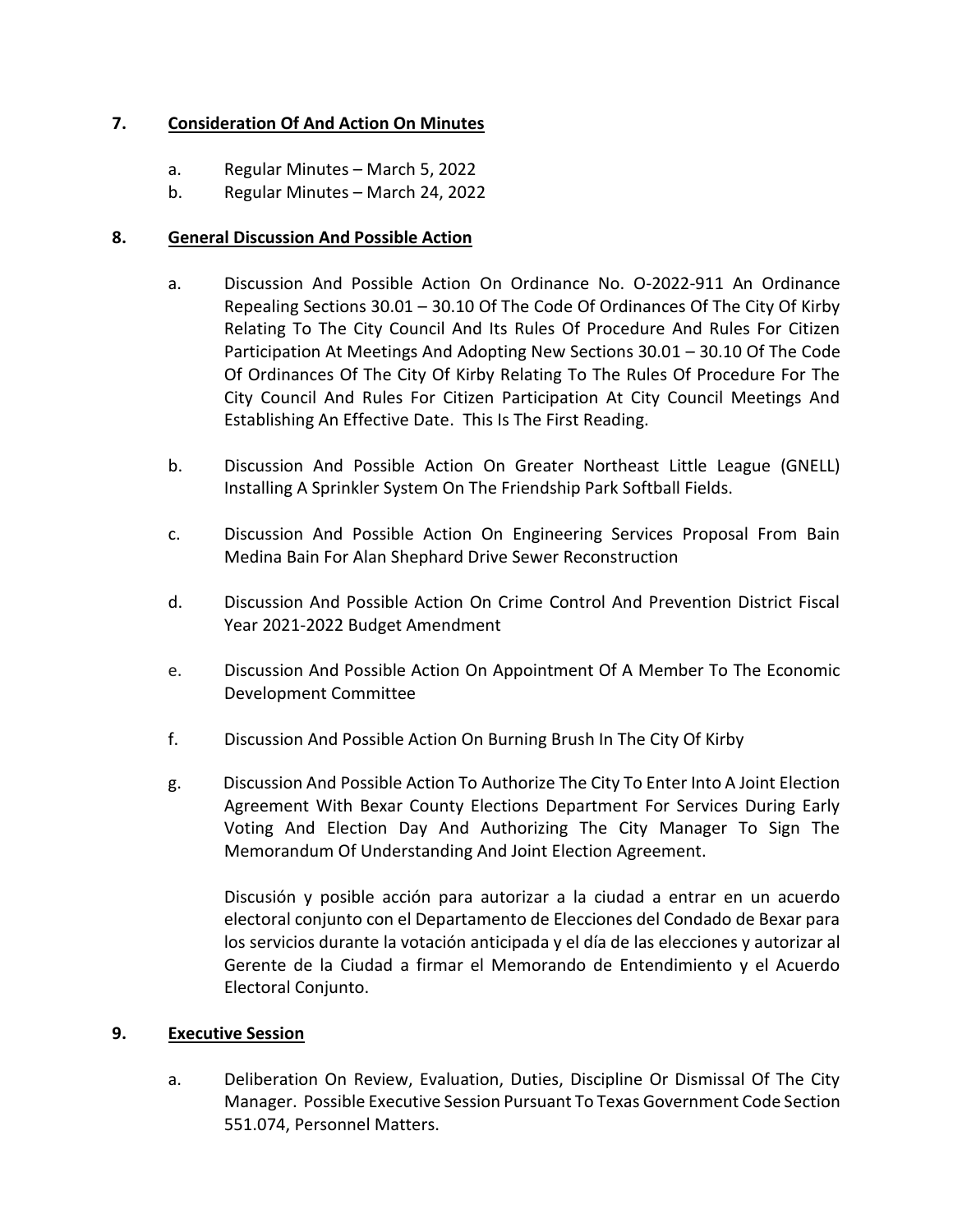## 7. **Consideration Of And Action On Minutes**

a. Regular Minutes – March 5, 2022
b. Regular Minutes – March 24, 2022

## 8. **General Discussion And Possible Action**

a. Discussion And Possible Action On Ordinance No. O-2022-911 An Ordinance Repealing Sections 30.01 – 30.10 Of The Code Of Ordinances Of The City Of Kirby Relating To The City Council And Its Rules Of Procedure And Rules For Citizen Participation At Meetings And Adopting New Sections 30.01 – 30.10 Of The Code Of Ordinances Of The City Of Kirby Relating To The Rules Of Procedure For The City Council And Rules For Citizen Participation At City Council Meetings And Establishing An Effective Date. This Is The First Reading.

b. Discussion And Possible Action On Greater Northeast Little League (GNELL) Installing A Sprinkler System On The Friendship Park Softball Fields.

c. Discussion And Possible Action On Engineering Services Proposal From Bain Medina Bain For Alan Shephard Drive Sewer Reconstruction

d. Discussion And Possible Action On Crime Control And Prevention District Fiscal Year 2021-2022 Budget Amendment

e. Discussion And Possible Action On Appointment Of A Member To The Economic Development Committee

f. Discussion And Possible Action On Burning Brush In The City Of Kirby

g. Discussion And Possible Action To Authorize The City To Enter Into A Joint Election Agreement With Bexar County Elections Department For Services During Early Voting And Election Day And Authorizing The City Manager To Sign The Memorandum Of Understanding And Joint Election Agreement.

Discusión y posible acción para autorizar a la ciudad a entrar en un acuerdo electoral conjunto con el Departamento de Elecciones del Condado de Bexar para los servicios durante la votación anticipada y el día de las elecciones y autorizar al Gerente de la Ciudad a firmar el Memorando de Entendimiento y el Acuerdo Electoral Conjunto.

## 9. **Executive Session**

a. Deliberation On Review, Evaluation, Duties, Discipline Or Dismissal Of The City Manager. Possible Executive Session Pursuant To Texas Government Code Section 551.074, Personnel Matters.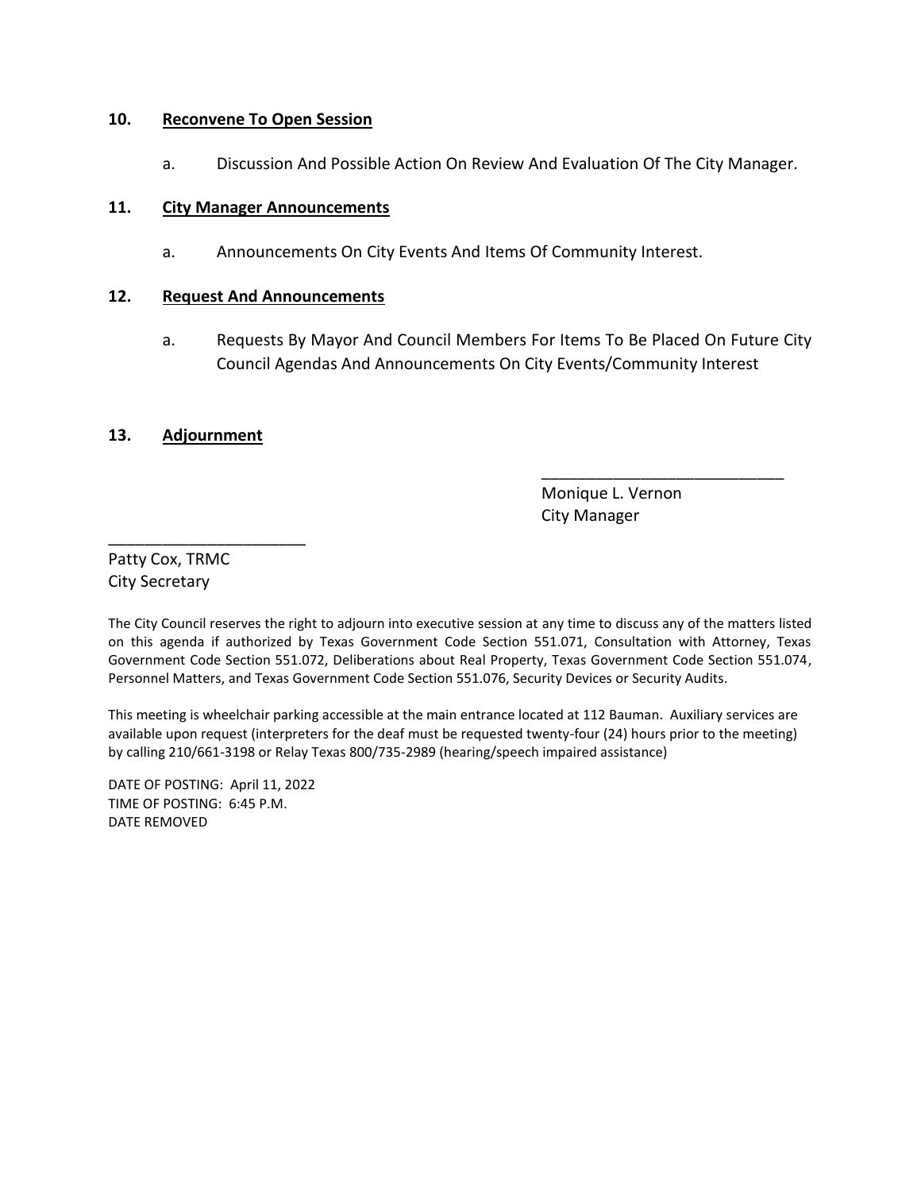**10. Reconvene To Open Session**

a. Discussion And Possible Action On Review And Evaluation Of The City Manager.

**11. City Manager Announcements**

a. Announcements On City Events And Items Of Community Interest.

**12. Request And Announcements**

a. Requests By Mayor And Council Members For Items To Be Placed On Future City Council Agendas And Announcements On City Events/Community Interest

**13. Adjournment**

___________________________
Monique L. Vernon
City Manager

______________________
Patty Cox, TRMC
City Secretary

The City Council reserves the right to adjourn into executive session at any time to discuss any of the matters listed on this agenda if authorized by Texas Government Code Section 551.071, Consultation with Attorney, Texas Government Code Section 551.072, Deliberations about Real Property, Texas Government Code Section 551.074, Personnel Matters, and Texas Government Code Section 551.076, Security Devices or Security Audits.

This meeting is wheelchair parking accessible at the main entrance located at 112 Bauman. Auxiliary services are available upon request (interpreters for the deaf must be requested twenty-four (24) hours prior to the meeting) by calling 210/661-3198 or Relay Texas 800/735-2989 (hearing/speech impaired assistance)

DATE OF POSTING: April 11, 2022
TIME OF POSTING: 6:45 P.M.
DATE REMOVED